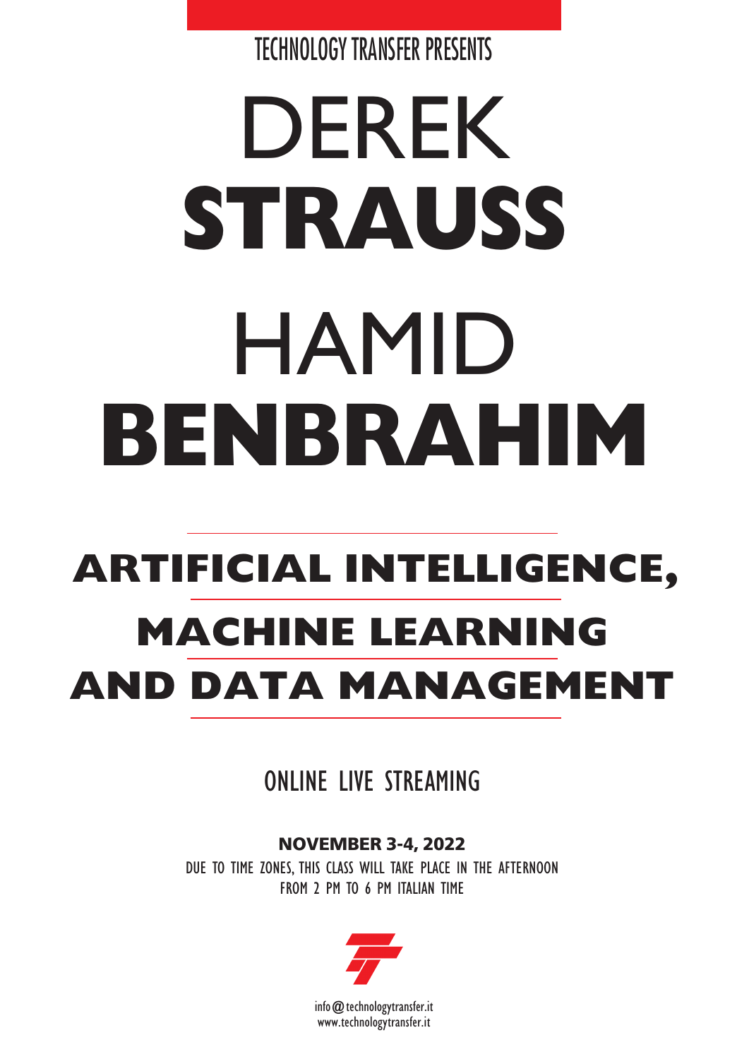TECHNOLOGY TRANSFER PRESENTS

# DEREK **STRAUSS**

# HAMID **BENBRAHIM**

## ARTIFICIAL INTELLIGENCE, MACHINE LEARNING AND DATA MANAGEMENT

ONLINE LIVE STREAMING

**NOVEMBER 3-4, 2022**

DUE TO TIME ZONES, THIS CLASS WILL TAKE PLACE IN THE AFTERNOON
FROM 2 PM TO 6 PM ITALIAN TIME

info@technologytransfer.it
www.technologytransfer.it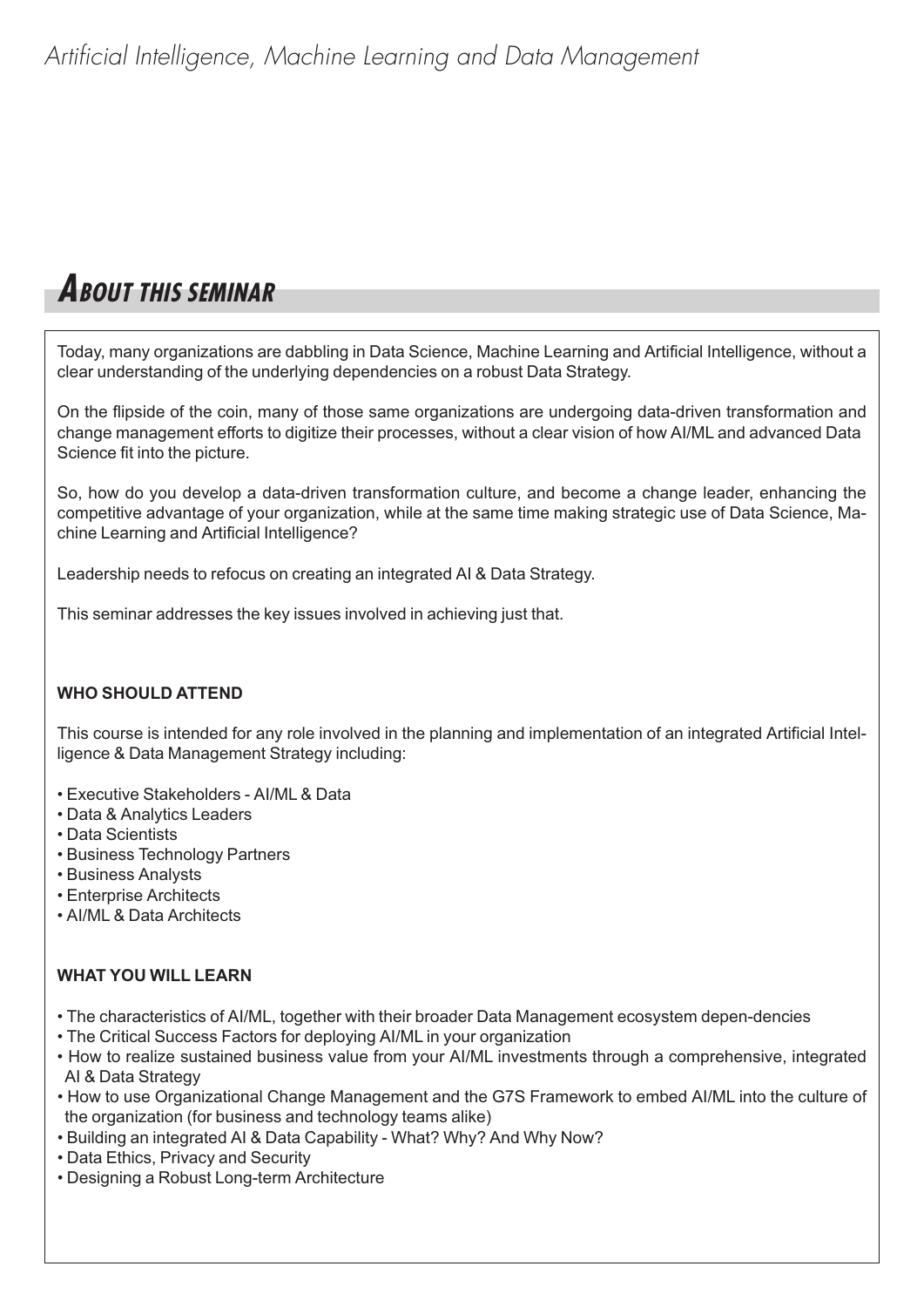## ABOUT THIS SEMINAR

Today, many organizations are dabbling in Data Science, Machine Learning and Artificial Intelligence, without a clear understanding of the underlying dependencies on a robust Data Strategy.

On the flipside of the coin, many of those same organizations are undergoing data-driven transformation and change management efforts to digitize their processes, without a clear vision of how AI/ML and advanced Data Science fit into the picture.

So, how do you develop a data-driven transformation culture, and become a change leader, enhancing the competitive advantage of your organization, while at the same time making strategic use of Data Science, Machine Learning and Artificial Intelligence?

Leadership needs to refocus on creating an integrated AI & Data Strategy.

This seminar addresses the key issues involved in achieving just that.

**WHO SHOULD ATTEND**

This course is intended for any role involved in the planning and implementation of an integrated Artificial Intelligence & Data Management Strategy including:

- Executive Stakeholders - AI/ML & Data
- Data & Analytics Leaders
- Data Scientists
- Business Technology Partners
- Business Analysts
- Enterprise Architects
- AI/ML & Data Architects

**WHAT YOU WILL LEARN**

- The characteristics of AI/ML, together with their broader Data Management ecosystem depen-dencies
- The Critical Success Factors for deploying AI/ML in your organization
- How to realize sustained business value from your AI/ML investments through a comprehensive, integrated AI & Data Strategy
- How to use Organizational Change Management and the G7S Framework to embed AI/ML into the culture of the organization (for business and technology teams alike)
- Building an integrated AI & Data Capability - What? Why? And Why Now?
- Data Ethics, Privacy and Security
- Designing a Robust Long-term Architecture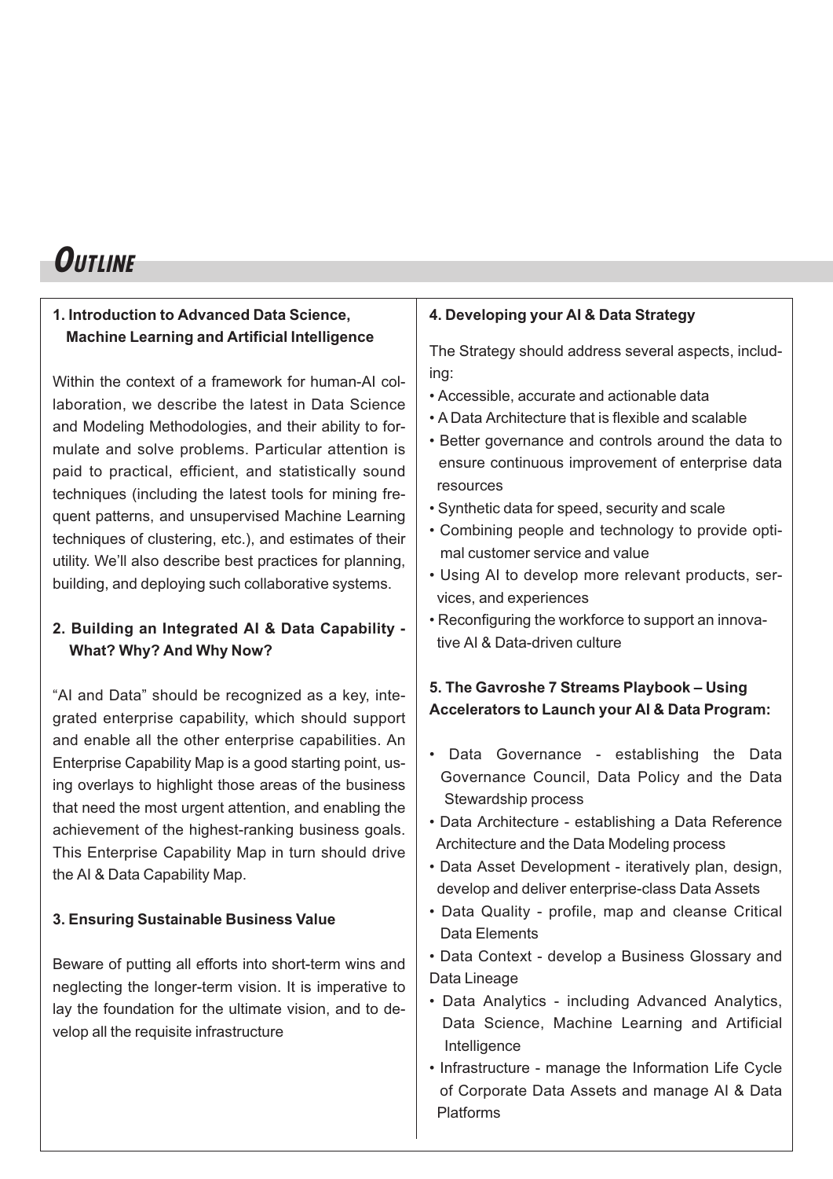# Outline

### 1. Introduction to Advanced Data Science, Machine Learning and Artificial Intelligence

Within the context of a framework for human-AI collaboration, we describe the latest in Data Science and Modeling Methodologies, and their ability to formulate and solve problems. Particular attention is paid to practical, efficient, and statistically sound techniques (including the latest tools for mining frequent patterns, and unsupervised Machine Learning techniques of clustering, etc.), and estimates of their utility. We'll also describe best practices for planning, building, and deploying such collaborative systems.

### 2. Building an Integrated AI & Data Capability - What? Why? And Why Now?

"AI and Data" should be recognized as a key, integrated enterprise capability, which should support and enable all the other enterprise capabilities. An Enterprise Capability Map is a good starting point, using overlays to highlight those areas of the business that need the most urgent attention, and enabling the achievement of the highest-ranking business goals. This Enterprise Capability Map in turn should drive the AI & Data Capability Map.

### 3. Ensuring Sustainable Business Value

Beware of putting all efforts into short-term wins and neglecting the longer-term vision. It is imperative to lay the foundation for the ultimate vision, and to develop all the requisite infrastructure

### 4. Developing your AI & Data Strategy

The Strategy should address several aspects, including:

- Accessible, accurate and actionable data
- A Data Architecture that is flexible and scalable
- Better governance and controls around the data to ensure continuous improvement of enterprise data resources
- Synthetic data for speed, security and scale
- Combining people and technology to provide optimal customer service and value
- Using AI to develop more relevant products, services, and experiences
- Reconfiguring the workforce to support an innovative AI & Data-driven culture

### 5. The Gavroshe 7 Streams Playbook – Using Accelerators to Launch your AI & Data Program:

- Data Governance - establishing the Data Governance Council, Data Policy and the Data Stewardship process
- Data Architecture - establishing a Data Reference Architecture and the Data Modeling process
- Data Asset Development - iteratively plan, design, develop and deliver enterprise-class Data Assets
- Data Quality - profile, map and cleanse Critical Data Elements
- Data Context - develop a Business Glossary and Data Lineage
- Data Analytics - including Advanced Analytics, Data Science, Machine Learning and Artificial Intelligence
- Infrastructure - manage the Information Life Cycle of Corporate Data Assets and manage AI & Data Platforms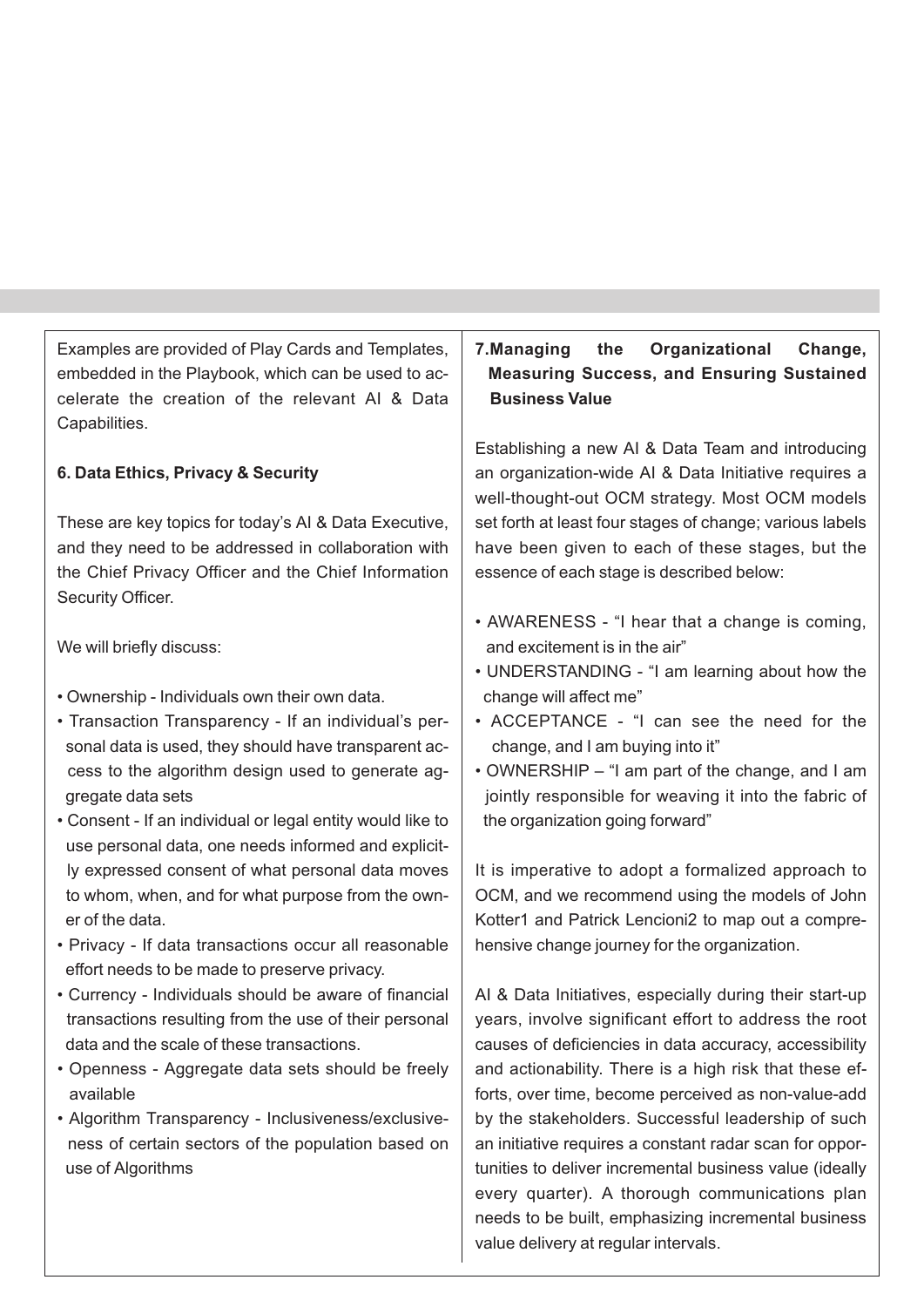Examples are provided of Play Cards and Templates, embedded in the Playbook, which can be used to accelerate the creation of the relevant AI & Data Capabilities.

### 6. Data Ethics, Privacy & Security

These are key topics for today's AI & Data Executive, and they need to be addressed in collaboration with the Chief Privacy Officer and the Chief Information Security Officer.

We will briefly discuss:

- Ownership - Individuals own their own data.
- Transaction Transparency - If an individual's personal data is used, they should have transparent access to the algorithm design used to generate aggregate data sets
- Consent - If an individual or legal entity would like to use personal data, one needs informed and explicitly expressed consent of what personal data moves to whom, when, and for what purpose from the owner of the data.
- Privacy - If data transactions occur all reasonable effort needs to be made to preserve privacy.
- Currency - Individuals should be aware of financial transactions resulting from the use of their personal data and the scale of these transactions.
- Openness - Aggregate data sets should be freely available
- Algorithm Transparency - Inclusiveness/exclusiveness of certain sectors of the population based on use of Algorithms

### 7. Managing the Organizational Change, Measuring Success, and Ensuring Sustained Business Value

Establishing a new AI & Data Team and introducing an organization-wide AI & Data Initiative requires a well-thought-out OCM strategy. Most OCM models set forth at least four stages of change; various labels have been given to each of these stages, but the essence of each stage is described below:

- AWARENESS - "I hear that a change is coming, and excitement is in the air"
- UNDERSTANDING - "I am learning about how the change will affect me"
- ACCEPTANCE - "I can see the need for the change, and I am buying into it"
- OWNERSHIP – "I am part of the change, and I am jointly responsible for weaving it into the fabric of the organization going forward"

It is imperative to adopt a formalized approach to OCM, and we recommend using the models of John Kotter[1] and Patrick Lencioni[2] to map out a comprehensive change journey for the organization.

AI & Data Initiatives, especially during their start-up years, involve significant effort to address the root causes of deficiencies in data accuracy, accessibility and actionability. There is a high risk that these efforts, over time, become perceived as non-value-add by the stakeholders. Successful leadership of such an initiative requires a constant radar scan for opportunities to deliver incremental business value (ideally every quarter). A thorough communications plan needs to be built, emphasizing incremental business value delivery at regular intervals.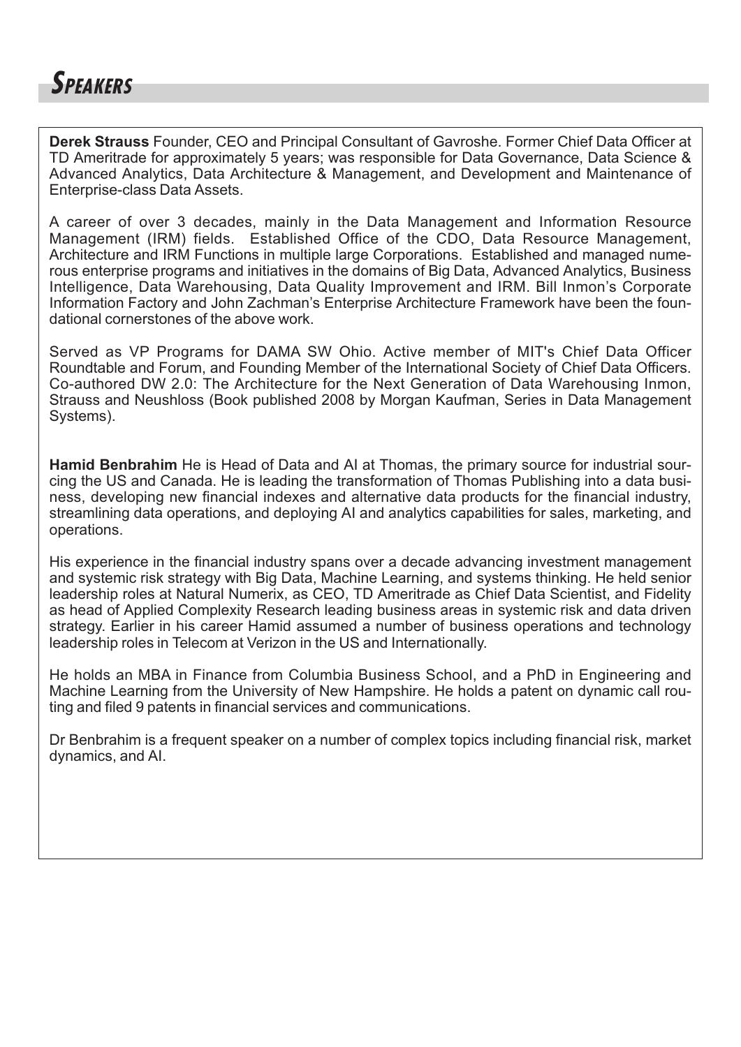# Speakers

**Derek Strauss** Founder, CEO and Principal Consultant of Gavroshe. Former Chief Data Officer at TD Ameritrade for approximately 5 years; was responsible for Data Governance, Data Science & Advanced Analytics, Data Architecture & Management, and Development and Maintenance of Enterprise-class Data Assets.

A career of over 3 decades, mainly in the Data Management and Information Resource Management (IRM) fields. Established Office of the CDO, Data Resource Management, Architecture and IRM Functions in multiple large Corporations. Established and managed numerous enterprise programs and initiatives in the domains of Big Data, Advanced Analytics, Business Intelligence, Data Warehousing, Data Quality Improvement and IRM. Bill Inmon's Corporate Information Factory and John Zachman's Enterprise Architecture Framework have been the foundational cornerstones of the above work.

Served as VP Programs for DAMA SW Ohio. Active member of MIT's Chief Data Officer Roundtable and Forum, and Founding Member of the International Society of Chief Data Officers. Co-authored DW 2.0: The Architecture for the Next Generation of Data Warehousing Inmon, Strauss and Neushloss (Book published 2008 by Morgan Kaufman, Series in Data Management Systems).

**Hamid Benbrahim** He is Head of Data and AI at Thomas, the primary source for industrial sourcing the US and Canada. He is leading the transformation of Thomas Publishing into a data business, developing new financial indexes and alternative data products for the financial industry, streamlining data operations, and deploying AI and analytics capabilities for sales, marketing, and operations.

His experience in the financial industry spans over a decade advancing investment management and systemic risk strategy with Big Data, Machine Learning, and systems thinking. He held senior leadership roles at Natural Numerix, as CEO, TD Ameritrade as Chief Data Scientist, and Fidelity as head of Applied Complexity Research leading business areas in systemic risk and data driven strategy. Earlier in his career Hamid assumed a number of business operations and technology leadership roles in Telecom at Verizon in the US and Internationally.

He holds an MBA in Finance from Columbia Business School, and a PhD in Engineering and Machine Learning from the University of New Hampshire. He holds a patent on dynamic call routing and filed 9 patents in financial services and communications.

Dr Benbrahim is a frequent speaker on a number of complex topics including financial risk, market dynamics, and AI.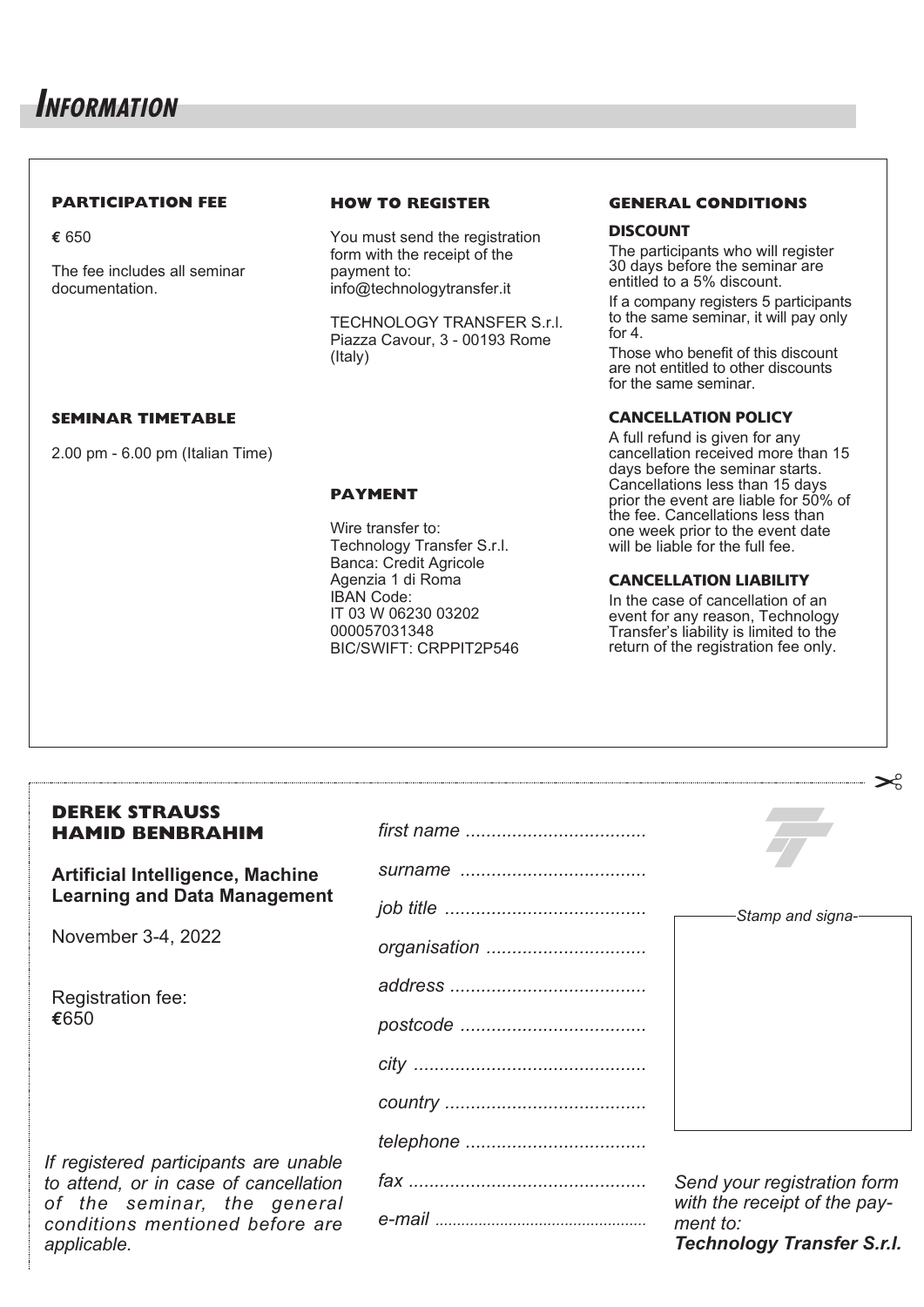# Information

### PARTICIPATION FEE

€ 650

The fee includes all seminar documentation.

### SEMINAR TIMETABLE

2.00 pm - 6.00 pm (Italian Time)

### HOW TO REGISTER

You must send the registration form with the receipt of the payment to:
info@technologytransfer.it

TECHNOLOGY TRANSFER S.r.l.
Piazza Cavour, 3 - 00193 Rome (Italy)

### PAYMENT

Wire transfer to:
Technology Transfer S.r.l.
Banca: Credit Agricole
Agenzia 1 di Roma
IBAN Code:
IT 03 W 06230 03202 000057031348
BIC/SWIFT: CRPPIT2P546

### GENERAL CONDITIONS

#### DISCOUNT

The participants who will register 30 days before the seminar are entitled to a 5% discount.

If a company registers 5 participants to the same seminar, it will pay only for 4.

Those who benefit of this discount are not entitled to other discounts for the same seminar.

#### CANCELLATION POLICY

A full refund is given for any cancellation received more than 15 days before the seminar starts. Cancellations less than 15 days prior the event are liable for 50% of the fee. Cancellations less than one week prior to the event date will be liable for the full fee.

#### CANCELLATION LIABILITY

In the case of cancellation of an event for any reason, Technology Transfer's liability is limited to the return of the registration fee only.

---

**DEREK STRAUSS**
**HAMID BENBRAHIM**

**Artificial Intelligence, Machine Learning and Data Management**

November 3-4, 2022

Registration fee:
€650

*If registered participants are unable to attend, or in case of cancellation of the seminar, the general conditions mentioned before are applicable.*

*first name* ..................................

*surname* ....................................

*job title* .......................................

*organisation* ...............................

*address* ......................................

*postcode* ....................................

*city* .............................................

*country* .......................................

*telephone* ...................................

*fax* ..............................................

*e-mail* ..........................................

*Stamp and signa-*

*Send your registration form with the receipt of the payment to:*
***Technology Transfer S.r.l.***